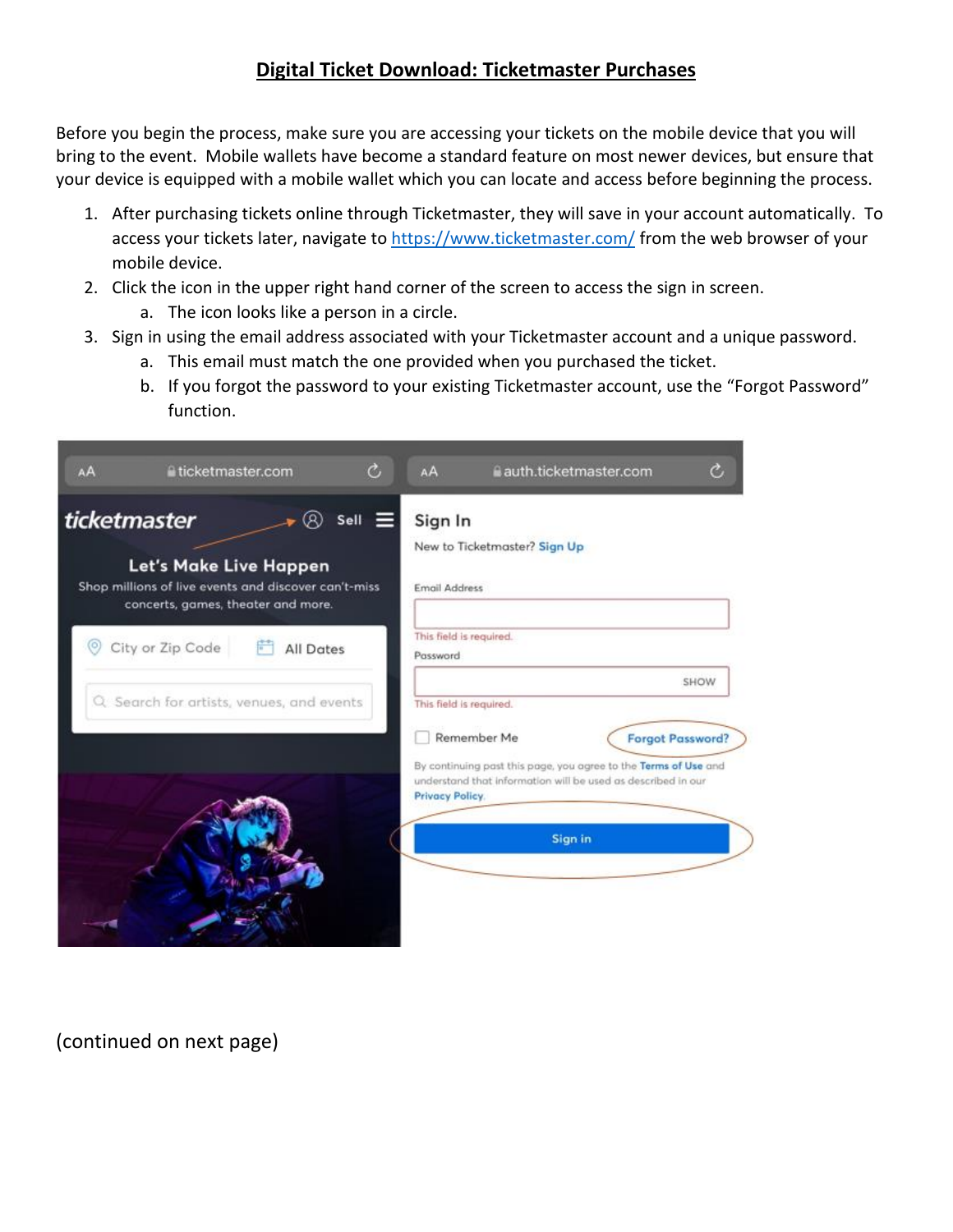# Digital Ticket Download: Ticketmaster Purchases

Before you begin the process, make sure you are accessing your tickets on the mobile device that you will bring to the event. Mobile wallets have become a standard feature on most newer devices, but ensure that your device is equipped with a mobile wallet which you can locate and access before beginning the process.

1. After purchasing tickets online through Ticketmaster, they will save in your account automatically. To access your tickets later, navigate to [https://www.ticketmaster.com/](https://www.ticketmaster.com/) from the web browser of your mobile device.
2. Click the icon in the upper right hand corner of the screen to access the sign in screen.
   a. The icon looks like a person in a circle.
3. Sign in using the email address associated with your Ticketmaster account and a unique password.
   a. This email must match the one provided when you purchased the ticket.
   b. If you forgot the password to your existing Ticketmaster account, use the "Forgot Password" function.

(continued on next page)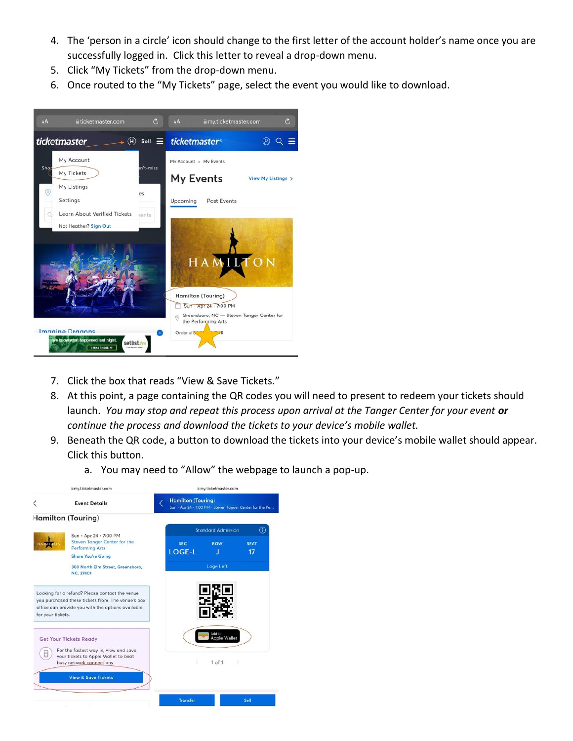4. The 'person in a circle' icon should change to the first letter of the account holder's name once you are successfully logged in. Click this letter to reveal a drop-down menu.
5. Click "My Tickets" from the drop-down menu.
6. Once routed to the "My Tickets" page, select the event you would like to download.
7. Click the box that reads "View & Save Tickets."
8. At this point, a page containing the QR codes you will need to present to redeem your tickets should launch. *You may stop and repeat this process upon arrival at the Tanger Center for your event* ***or*** *continue the process and download the tickets to your device's mobile wallet.*
9. Beneath the QR code, a button to download the tickets into your device's mobile wallet should appear. Click this button.
   a. You may need to "Allow" the webpage to launch a pop-up.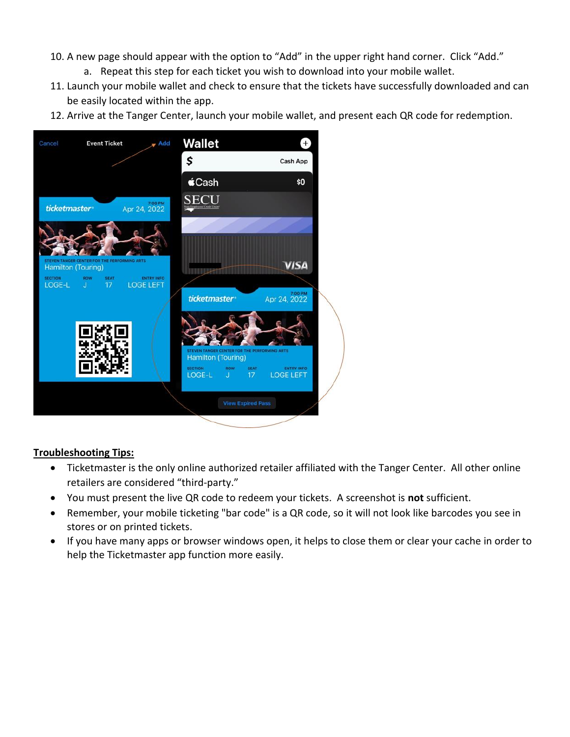10. A new page should appear with the option to "Add" in the upper right hand corner. Click "Add."
    a. Repeat this step for each ticket you wish to download into your mobile wallet.
11. Launch your mobile wallet and check to ensure that the tickets have successfully downloaded and can be easily located within the app.
12. Arrive at the Tanger Center, launch your mobile wallet, and present each QR code for redemption.

**Troubleshooting Tips:**

- Ticketmaster is the only online authorized retailer affiliated with the Tanger Center. All other online retailers are considered "third-party."
- You must present the live QR code to redeem your tickets. A screenshot is **not** sufficient.
- Remember, your mobile ticketing "bar code" is a QR code, so it will not look like barcodes you see in stores or on printed tickets.
- If you have many apps or browser windows open, it helps to close them or clear your cache in order to help the Ticketmaster app function more easily.